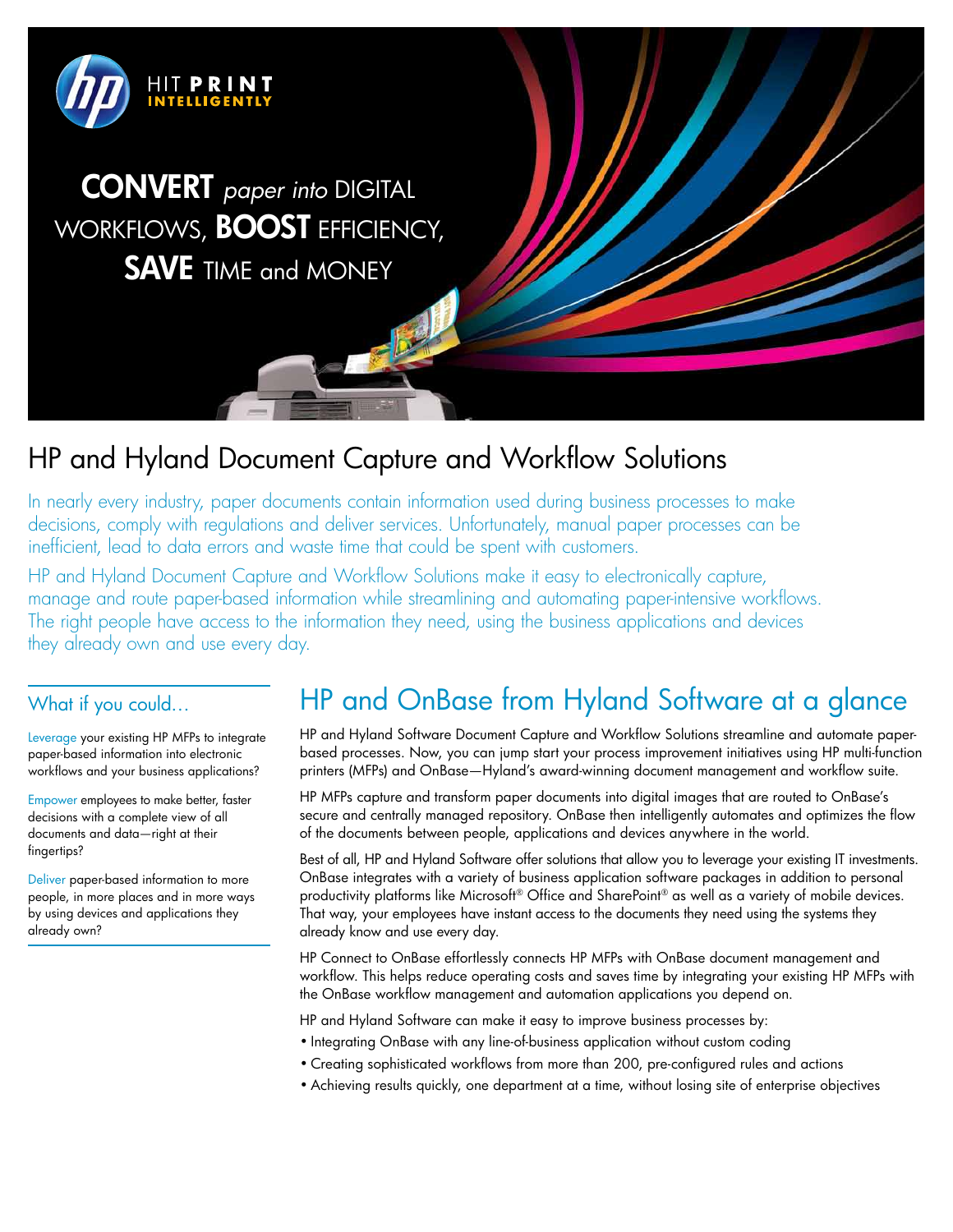HIT **PRINT**
**INTELLIGENTLY**

**CONVERT** *paper into* DIGITAL WORKFLOWS, **BOOST** EFFICIENCY, **SAVE** TIME and MONEY

# HP and Hyland Document Capture and Workflow Solutions

In nearly every industry, paper documents contain information used during business processes to make decisions, comply with regulations and deliver services. Unfortunately, manual paper processes can be inefficient, lead to data errors and waste time that could be spent with customers.

HP and Hyland Document Capture and Workflow Solutions make it easy to electronically capture, manage and route paper-based information while streamlining and automating paper-intensive workflows. The right people have access to the information they need, using the business applications and devices they already own and use every day.

### What if you could…

Leverage your existing HP MFPs to integrate paper-based information into electronic workflows and your business applications?

Empower employees to make better, faster decisions with a complete view of all documents and data—right at their fingertips?

Deliver paper-based information to more people, in more places and in more ways by using devices and applications they already own?

## HP and OnBase from Hyland Software at a glance

HP and Hyland Software Document Capture and Workflow Solutions streamline and automate paper-based processes. Now, you can jump start your process improvement initiatives using HP multi-function printers (MFPs) and OnBase—Hyland's award-winning document management and workflow suite.

HP MFPs capture and transform paper documents into digital images that are routed to OnBase's secure and centrally managed repository. OnBase then intelligently automates and optimizes the flow of the documents between people, applications and devices anywhere in the world.

Best of all, HP and Hyland Software offer solutions that allow you to leverage your existing IT investments. OnBase integrates with a variety of business application software packages in addition to personal productivity platforms like Microsoft® Office and SharePoint® as well as a variety of mobile devices. That way, your employees have instant access to the documents they need using the systems they already know and use every day.

HP Connect to OnBase effortlessly connects HP MFPs with OnBase document management and workflow. This helps reduce operating costs and saves time by integrating your existing HP MFPs with the OnBase workflow management and automation applications you depend on.

HP and Hyland Software can make it easy to improve business processes by:

- Integrating OnBase with any line-of-business application without custom coding
- Creating sophisticated workflows from more than 200, pre-configured rules and actions
- Achieving results quickly, one department at a time, without losing site of enterprise objectives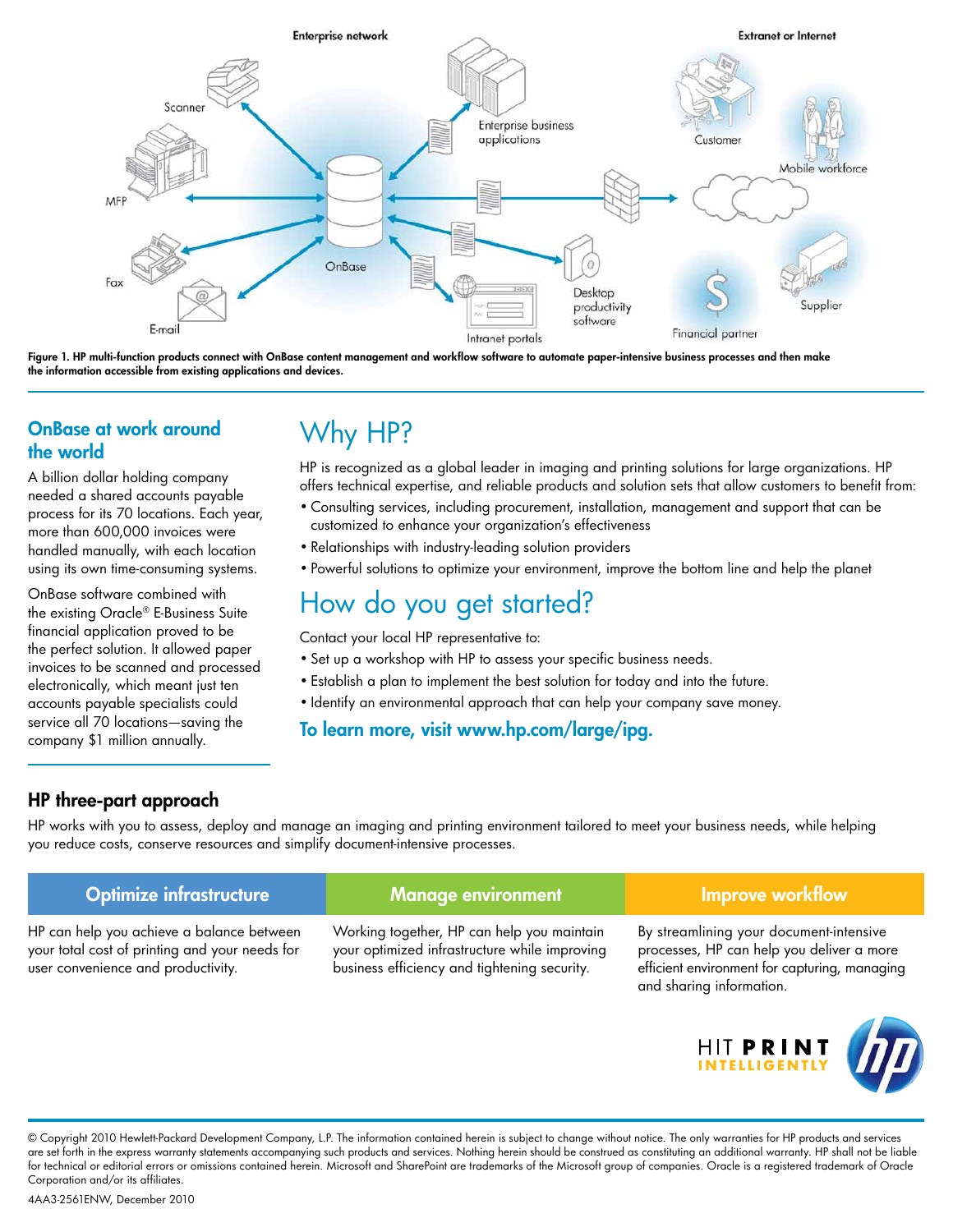Enterprise network

Extranet or Internet

Scanner

MFP

Fax

E-mail

OnBase

Enterprise business applications

Intranet portals

Desktop productivity software

Customer

Mobile workforce

Financial partner

Supplier

**Figure 1. HP multi-function products connect with OnBase content management and workflow software to automate paper-intensive business processes and then make the information accessible from existing applications and devices.**

## OnBase at work around the world

A billion dollar holding company needed a shared accounts payable process for its 70 locations. Each year, more than 600,000 invoices were handled manually, with each location using its own time-consuming systems.

OnBase software combined with the existing Oracle® E-Business Suite financial application proved to be the perfect solution. It allowed paper invoices to be scanned and processed electronically, which meant just ten accounts payable specialists could service all 70 locations—saving the company $1 million annually.

# Why HP?

HP is recognized as a global leader in imaging and printing solutions for large organizations. HP offers technical expertise, and reliable products and solution sets that allow customers to benefit from:

- Consulting services, including procurement, installation, management and support that can be customized to enhance your organization's effectiveness
- Relationships with industry-leading solution providers
- Powerful solutions to optimize your environment, improve the bottom line and help the planet

# How do you get started?

Contact your local HP representative to:

- Set up a workshop with HP to assess your specific business needs.
- Establish a plan to implement the best solution for today and into the future.
- Identify an environmental approach that can help your company save money.

**To learn more, visit www.hp.com/large/ipg.**

## HP three-part approach

HP works with you to assess, deploy and manage an imaging and printing environment tailored to meet your business needs, while helping you reduce costs, conserve resources and simplify document-intensive processes.

| Optimize infrastructure | Manage environment | Improve workflow |
|---|---|---|
| HP can help you achieve a balance between your total cost of printing and your needs for user convenience and productivity. | Working together, HP can help you maintain your optimized infrastructure while improving business efficiency and tightening security. | By streamlining your document-intensive processes, HP can help you deliver a more efficient environment for capturing, managing and sharing information. |

HIT PRINT INTELLIGENTLY

© Copyright 2010 Hewlett-Packard Development Company, L.P. The information contained herein is subject to change without notice. The only warranties for HP products and services are set forth in the express warranty statements accompanying such products and services. Nothing herein should be construed as constituting an additional warranty. HP shall not be liable for technical or editorial errors or omissions contained herein. Microsoft and SharePoint are trademarks of the Microsoft group of companies. Oracle is a registered trademark of Oracle Corporation and/or its affiliates.

4AA3-2561ENW, December 2010